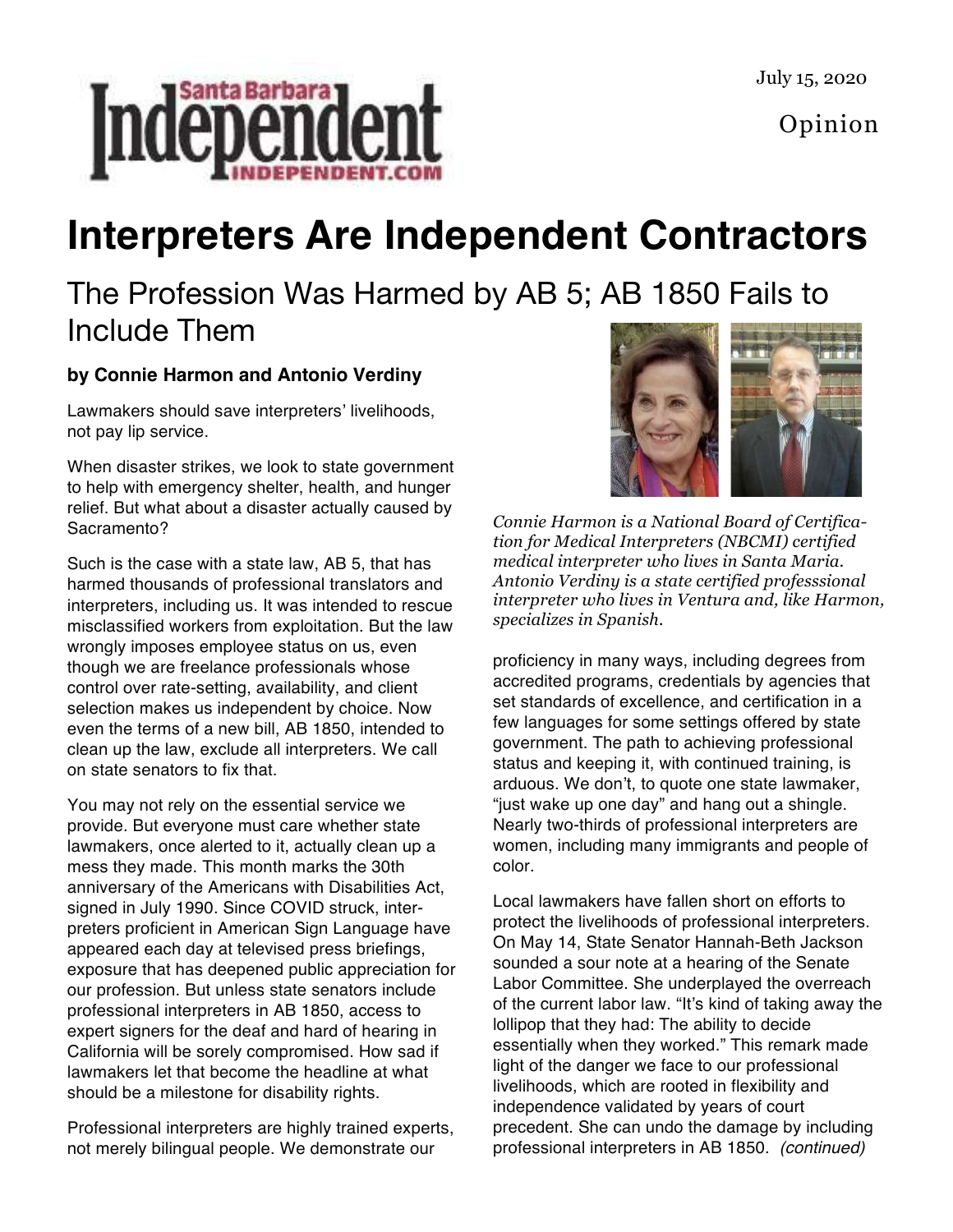July 15, 2020

Opinion

Santa Barbara Independent
INDEPENDENT.COM

# Interpreters Are Independent Contractors

## The Profession Was Harmed by AB 5; AB 1850 Fails to Include Them

**by Connie Harmon and Antonio Verdiny**

*Connie Harmon is a National Board of Certification for Medical Interpreters (NBCMI) certified medical interpreter who lives in Santa Maria. Antonio Verdiny is a state certified professsional interpreter who lives in Ventura and, like Harmon, specializes in Spanish.*

Lawmakers should save interpreters' livelihoods, not pay lip service.

When disaster strikes, we look to state government to help with emergency shelter, health, and hunger relief. But what about a disaster actually caused by Sacramento?

Such is the case with a state law, AB 5, that has harmed thousands of professional translators and interpreters, including us. It was intended to rescue misclassified workers from exploitation. But the law wrongly imposes employee status on us, even though we are freelance professionals whose control over rate-setting, availability, and client selection makes us independent by choice. Now even the terms of a new bill, AB 1850, intended to clean up the law, exclude all interpreters. We call on state senators to fix that.

You may not rely on the essential service we provide. But everyone must care whether state lawmakers, once alerted to it, actually clean up a mess they made. This month marks the 30th anniversary of the Americans with Disabilities Act, signed in July 1990. Since COVID struck, interpreters proficient in American Sign Language have appeared each day at televised press briefings, exposure that has deepened public appreciation for our profession. But unless state senators include professional interpreters in AB 1850, access to expert signers for the deaf and hard of hearing in California will be sorely compromised. How sad if lawmakers let that become the headline at what should be a milestone for disability rights.

Professional interpreters are highly trained experts, not merely bilingual people. We demonstrate our proficiency in many ways, including degrees from accredited programs, credentials by agencies that set standards of excellence, and certification in a few languages for some settings offered by state government. The path to achieving professional status and keeping it, with continued training, is arduous. We don't, to quote one state lawmaker, "just wake up one day" and hang out a shingle. Nearly two-thirds of professional interpreters are women, including many immigrants and people of color.

Local lawmakers have fallen short on efforts to protect the livelihoods of professional interpreters. On May 14, State Senator Hannah-Beth Jackson sounded a sour note at a hearing of the Senate Labor Committee. She underplayed the overreach of the current labor law. "It's kind of taking away the lollipop that they had: The ability to decide essentially when they worked." This remark made light of the danger we face to our professional livelihoods, which are rooted in flexibility and independence validated by years of court precedent. She can undo the damage by including professional interpreters in AB 1850. *(continued)*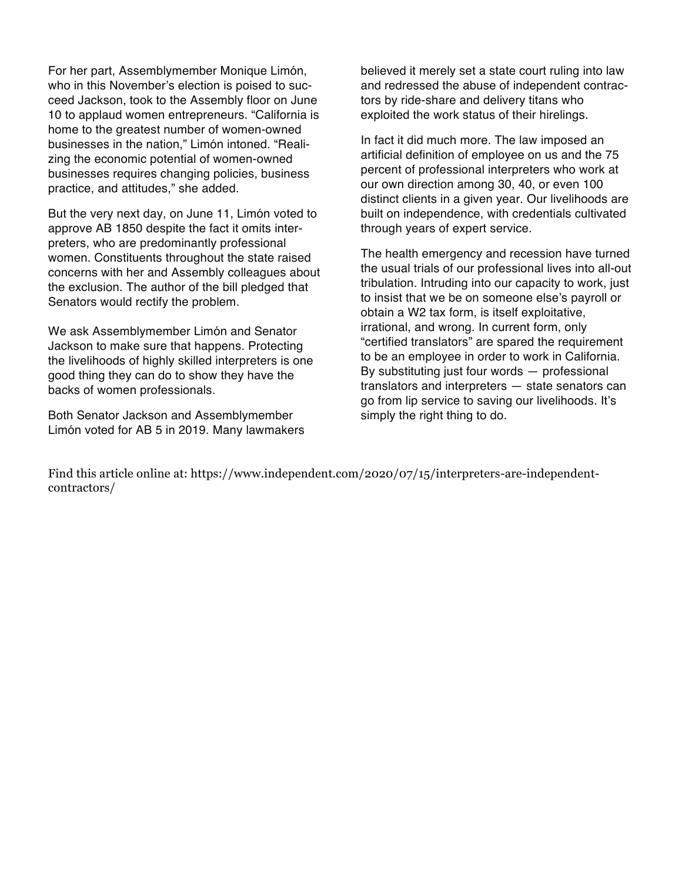For her part, Assemblymember Monique Limón, who in this November's election is poised to succeed Jackson, took to the Assembly floor on June 10 to applaud women entrepreneurs. "California is home to the greatest number of women-owned businesses in the nation," Limón intoned. "Realizing the economic potential of women-owned businesses requires changing policies, business practice, and attitudes," she added.

But the very next day, on June 11, Limón voted to approve AB 1850 despite the fact it omits interpreters, who are predominantly professional women. Constituents throughout the state raised concerns with her and Assembly colleagues about the exclusion. The author of the bill pledged that Senators would rectify the problem.

We ask Assemblymember Limón and Senator Jackson to make sure that happens. Protecting the livelihoods of highly skilled interpreters is one good thing they can do to show they have the backs of women professionals.

Both Senator Jackson and Assemblymember Limón voted for AB 5 in 2019. Many lawmakers believed it merely set a state court ruling into law and redressed the abuse of independent contractors by ride-share and delivery titans who exploited the work status of their hirelings.

In fact it did much more. The law imposed an artificial definition of employee on us and the 75 percent of professional interpreters who work at our own direction among 30, 40, or even 100 distinct clients in a given year. Our livelihoods are built on independence, with credentials cultivated through years of expert service.

The health emergency and recession have turned the usual trials of our professional lives into all-out tribulation. Intruding into our capacity to work, just to insist that we be on someone else's payroll or obtain a W2 tax form, is itself exploitative, irrational, and wrong. In current form, only "certified translators" are spared the requirement to be an employee in order to work in California. By substituting just four words — professional translators and interpreters — state senators can go from lip service to saving our livelihoods. It's simply the right thing to do.

Find this article online at: https://www.independent.com/2020/07/15/interpreters-are-independent-contractors/